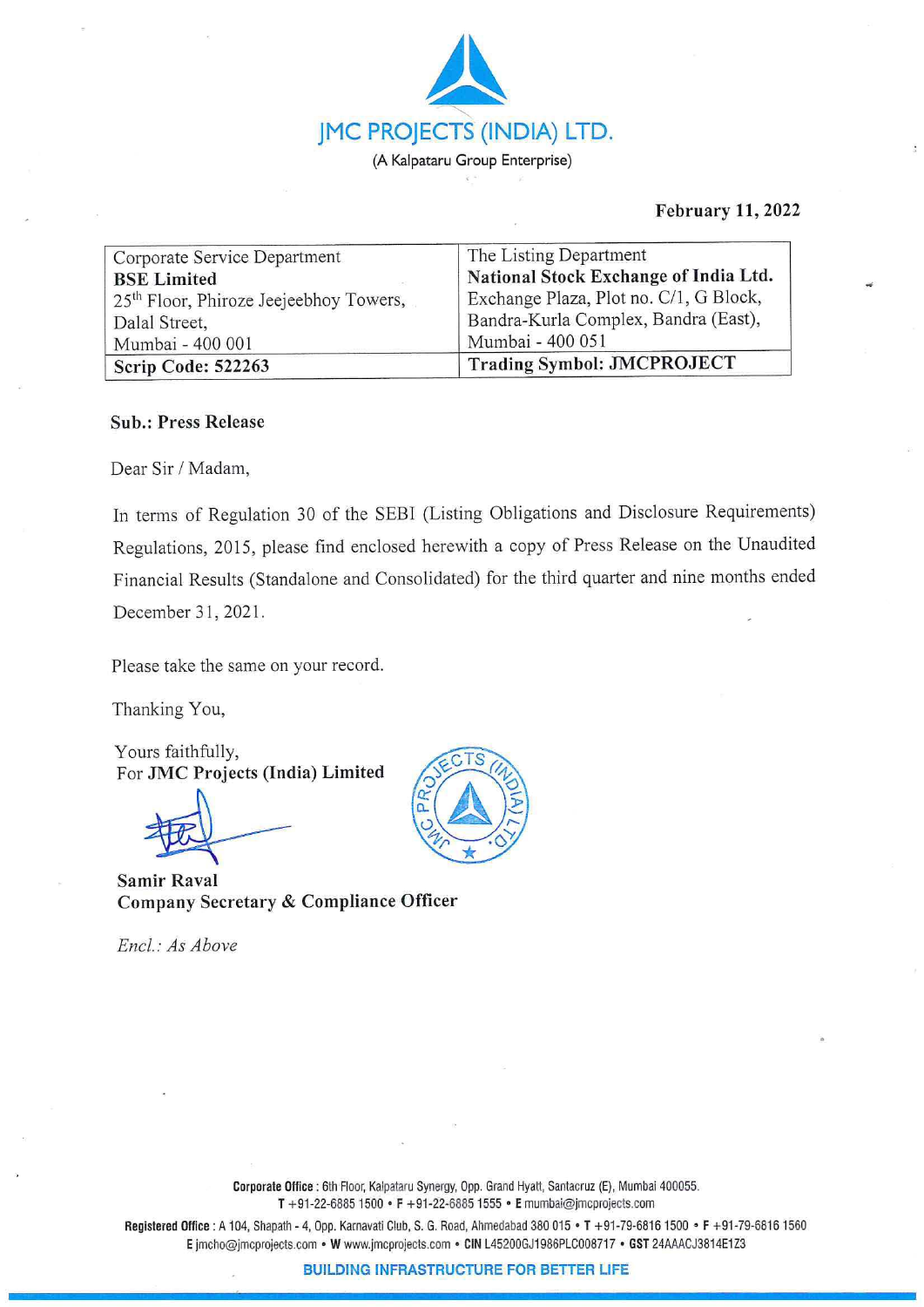# JMC PROJECTS (INDIA) LTD.

(A Kalpataru Group Enterprise)

**February 11, 2022**

| Corporate Service Department<br>**BSE Limited**<br>25th Floor, Phiroze Jeejeebhoy Towers,<br>Dalal Street,<br>Mumbai - 400 001 | The Listing Department<br>**National Stock Exchange of India Ltd.**<br>Exchange Plaza, Plot no. C/1, G Block,<br>Bandra-Kurla Complex, Bandra (East),<br>Mumbai - 400 051 |
|---|---|
| **Scrip Code: 522263** | **Trading Symbol: JMCPROJECT** |

**Sub.: Press Release**

Dear Sir / Madam,

In terms of Regulation 30 of the SEBI (Listing Obligations and Disclosure Requirements) Regulations, 2015, please find enclosed herewith a copy of Press Release on the Unaudited Financial Results (Standalone and Consolidated) for the third quarter and nine months ended December 31, 2021.

Please take the same on your record.

Thanking You,

Yours faithfully,
For **JMC Projects (India) Limited**

**Samir Raval**
**Company Secretary & Compliance Officer**

*Encl.: As Above*

**Corporate Office** : 6th Floor, Kalpataru Synergy, Opp. Grand Hyatt, Santacruz (E), Mumbai 400055.
**T** +91-22-6885 1500 • **F** +91-22-6885 1555 • **E** mumbai@jmcprojects.com

**Registered Office** : A 104, Shapath - 4, Opp. Karnavati Club, S. G. Road, Ahmedabad 380 015 • **T** +91-79-6816 1500 • **F** +91-79-6816 1560
**E** jmcho@jmcprojects.com • **W** www.jmcprojects.com • **CIN** L45200GJ1986PLC008717 • **GST** 24AAACJ3814E1Z3

**BUILDING INFRASTRUCTURE FOR BETTER LIFE**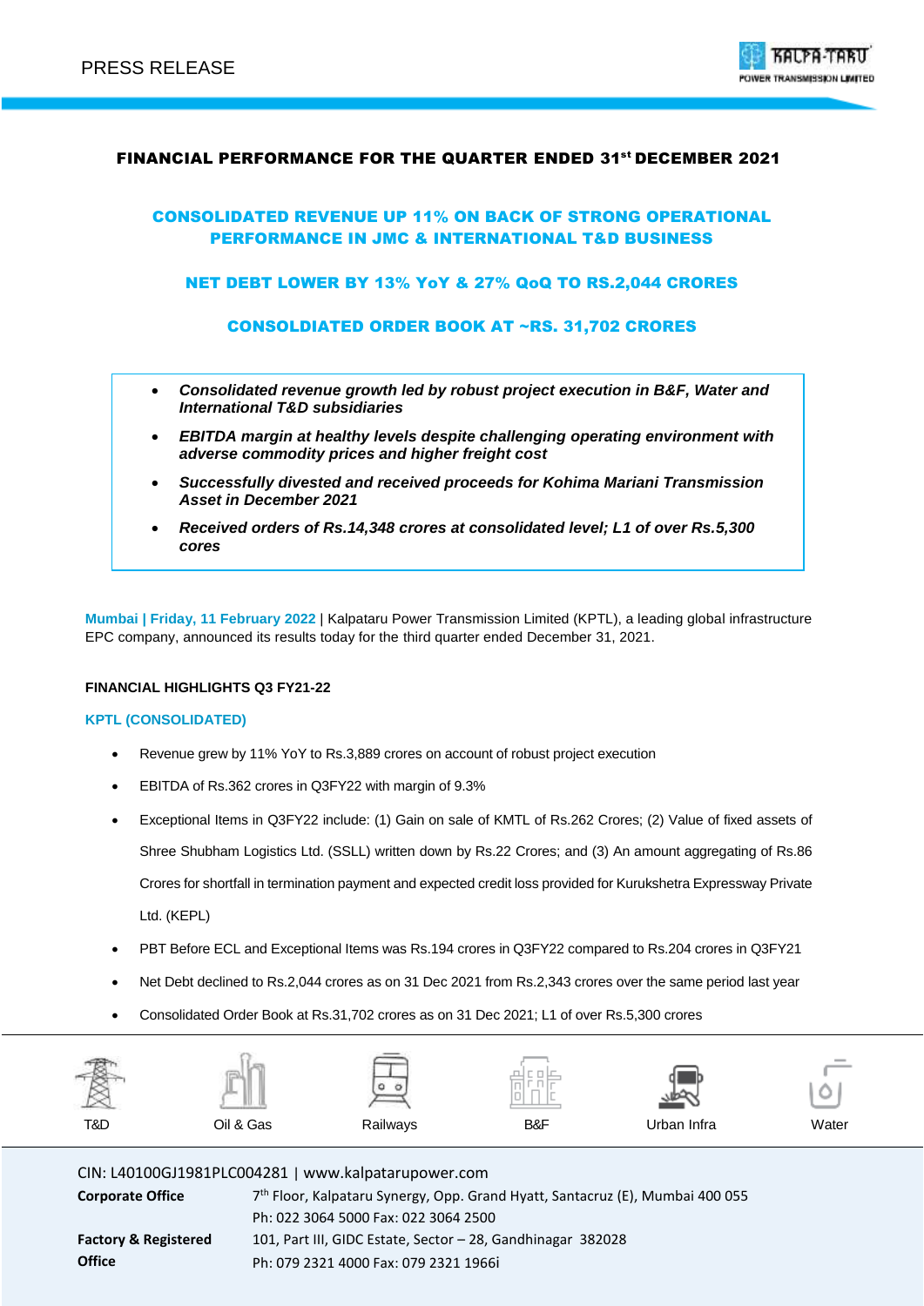PRESS RELEASE

## FINANCIAL PERFORMANCE FOR THE QUARTER ENDED 31st DECEMBER 2021

### CONSOLIDATED REVENUE UP 11% ON BACK OF STRONG OPERATIONAL PERFORMANCE IN JMC & INTERNATIONAL T&D BUSINESS

### NET DEBT LOWER BY 13% YoY & 27% QoQ TO RS.2,044 CRORES

### CONSOLDIATED ORDER BOOK AT ~RS. 31,702 CRORES

- ***Consolidated revenue growth led by robust project execution in B&F, Water and International T&D subsidiaries***
- ***EBITDA margin at healthy levels despite challenging operating environment with adverse commodity prices and higher freight cost***
- ***Successfully divested and received proceeds for Kohima Mariani Transmission Asset in December 2021***
- ***Received orders of Rs.14,348 crores at consolidated level; L1 of over Rs.5,300 cores***

**Mumbai | Friday, 11 February 2022** | Kalpataru Power Transmission Limited (KPTL), a leading global infrastructure EPC company, announced its results today for the third quarter ended December 31, 2021.

**FINANCIAL HIGHLIGHTS Q3 FY21-22**

**KPTL (CONSOLIDATED)**

- Revenue grew by 11% YoY to Rs.3,889 crores on account of robust project execution
- EBITDA of Rs.362 crores in Q3FY22 with margin of 9.3%
- Exceptional Items in Q3FY22 include: (1) Gain on sale of KMTL of Rs.262 Crores; (2) Value of fixed assets of Shree Shubham Logistics Ltd. (SSLL) written down by Rs.22 Crores; and (3) An amount aggregating of Rs.86 Crores for shortfall in termination payment and expected credit loss provided for Kurukshetra Expressway Private Ltd. (KEPL)
- PBT Before ECL and Exceptional Items was Rs.194 crores in Q3FY22 compared to Rs.204 crores in Q3FY21
- Net Debt declined to Rs.2,044 crores as on 31 Dec 2021 from Rs.2,343 crores over the same period last year
- Consolidated Order Book at Rs.31,702 crores as on 31 Dec 2021; L1 of over Rs.5,300 crores

T&D | Oil & Gas | Railways | B&F | Urban Infra | Water

CIN: L40100GJ1981PLC004281 | www.kalpatarupower.com

**Corporate Office** 7th Floor, Kalpataru Synergy, Opp. Grand Hyatt, Santacruz (E), Mumbai 400 055
Ph: 022 3064 5000 Fax: 022 3064 2500

**Factory & Registered Office** 101, Part III, GIDC Estate, Sector – 28, Gandhinagar 382028
Ph: 079 2321 4000 Fax: 079 2321 1966i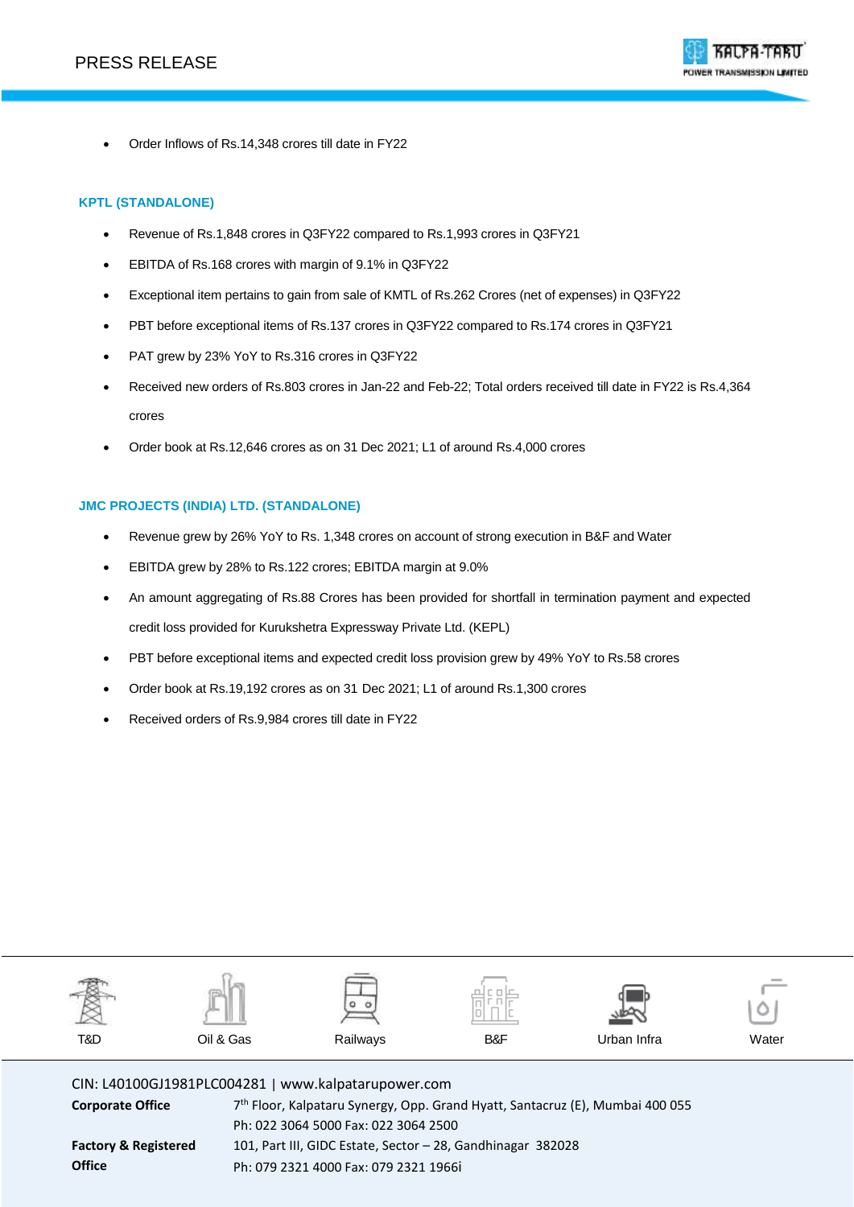- Order Inflows of Rs.14,348 crores till date in FY22

### KPTL (STANDALONE)

- Revenue of Rs.1,848 crores in Q3FY22 compared to Rs.1,993 crores in Q3FY21
- EBITDA of Rs.168 crores with margin of 9.1% in Q3FY22
- Exceptional item pertains to gain from sale of KMTL of Rs.262 Crores (net of expenses) in Q3FY22
- PBT before exceptional items of Rs.137 crores in Q3FY22 compared to Rs.174 crores in Q3FY21
- PAT grew by 23% YoY to Rs.316 crores in Q3FY22
- Received new orders of Rs.803 crores in Jan-22 and Feb-22; Total orders received till date in FY22 is Rs.4,364 crores
- Order book at Rs.12,646 crores as on 31 Dec 2021; L1 of around Rs.4,000 crores

### JMC PROJECTS (INDIA) LTD. (STANDALONE)

- Revenue grew by 26% YoY to Rs. 1,348 crores on account of strong execution in B&F and Water
- EBITDA grew by 28% to Rs.122 crores; EBITDA margin at 9.0%
- An amount aggregating of Rs.88 Crores has been provided for shortfall in termination payment and expected credit loss provided for Kurukshetra Expressway Private Ltd. (KEPL)
- PBT before exceptional items and expected credit loss provision grew by 49% YoY to Rs.58 crores
- Order book at Rs.19,192 crores as on 31 Dec 2021; L1 of around Rs.1,300 crores
- Received orders of Rs.9,984 crores till date in FY22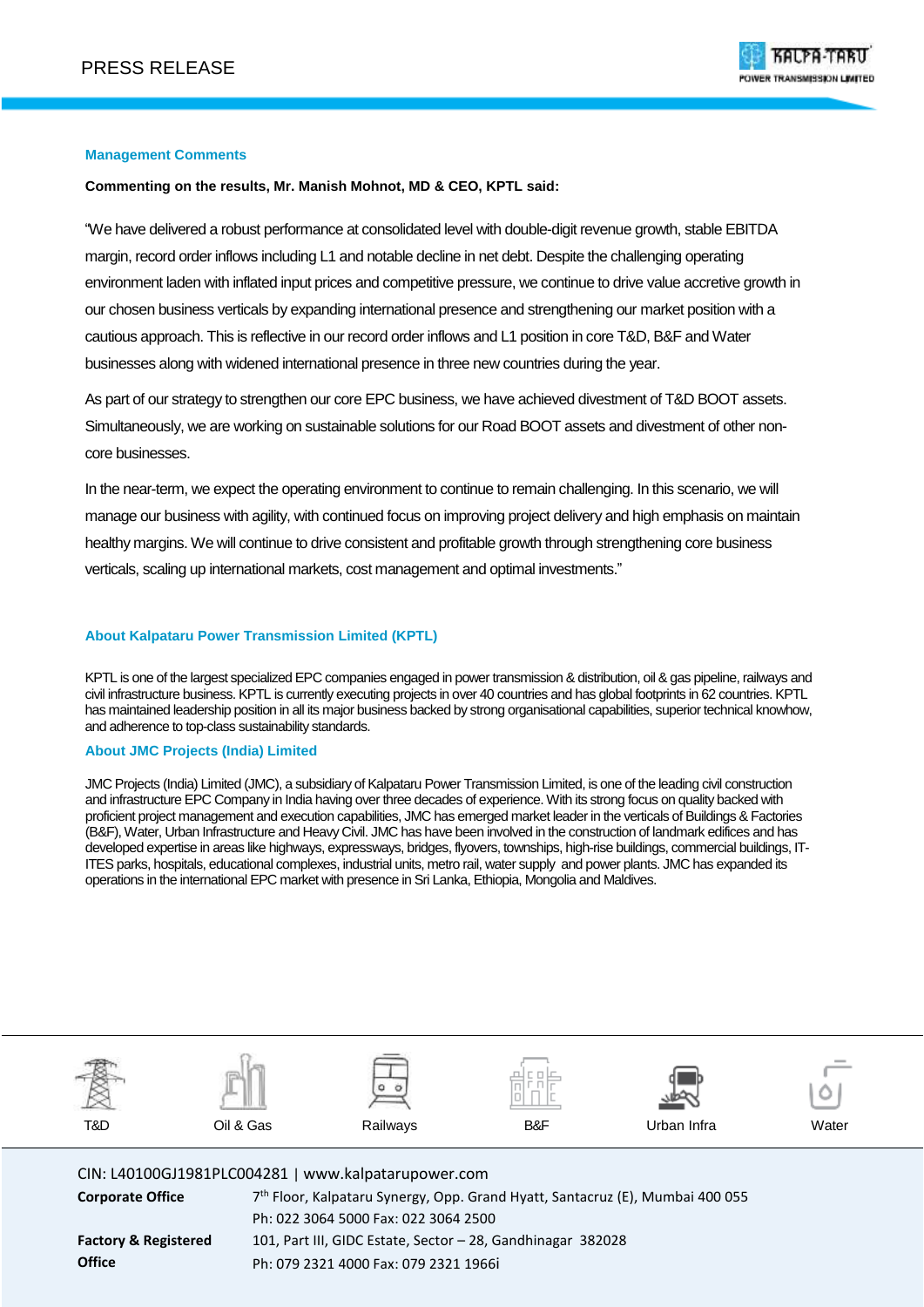## Management Comments

**Commenting on the results, Mr. Manish Mohnot, MD & CEO, KPTL said:**

"We have delivered a robust performance at consolidated level with double-digit revenue growth, stable EBITDA margin, record order inflows including L1 and notable decline in net debt. Despite the challenging operating environment laden with inflated input prices and competitive pressure, we continue to drive value accretive growth in our chosen business verticals by expanding international presence and strengthening our market position with a cautious approach. This is reflective in our record order inflows and L1 position in core T&D, B&F and Water businesses along with widened international presence in three new countries during the year.

As part of our strategy to strengthen our core EPC business, we have achieved divestment of T&D BOOT assets. Simultaneously, we are working on sustainable solutions for our Road BOOT assets and divestment of other non-core businesses.

In the near-term, we expect the operating environment to continue to remain challenging. In this scenario, we will manage our business with agility, with continued focus on improving project delivery and high emphasis on maintain healthy margins. We will continue to drive consistent and profitable growth through strengthening core business verticals, scaling up international markets, cost management and optimal investments."

## About Kalpataru Power Transmission Limited (KPTL)

KPTL is one of the largest specialized EPC companies engaged in power transmission & distribution, oil & gas pipeline, railways and civil infrastructure business. KPTL is currently executing projects in over 40 countries and has global footprints in 62 countries. KPTL has maintained leadership position in all its major business backed by strong organisational capabilities, superior technical knowhow, and adherence to top-class sustainability standards.

## About JMC Projects (India) Limited

JMC Projects (India) Limited (JMC), a subsidiary of Kalpataru Power Transmission Limited, is one of the leading civil construction and infrastructure EPC Company in India having over three decades of experience. With its strong focus on quality backed with proficient project management and execution capabilities, JMC has emerged market leader in the verticals of Buildings & Factories (B&F), Water, Urban Infrastructure and Heavy Civil. JMC has have been involved in the construction of landmark edifices and has developed expertise in areas like highways, expressways, bridges, flyovers, townships, high-rise buildings, commercial buildings, IT-ITES parks, hospitals, educational complexes, industrial units, metro rail, water supply and power plants. JMC has expanded its operations in the international EPC market with presence in Sri Lanka, Ethiopia, Mongolia and Maldives.

T&D | Oil & Gas | Railways | B&F | Urban Infra | Water

CIN: L40100GJ1981PLC004281 | www.kalpatarupower.com

**Corporate Office** 7th Floor, Kalpataru Synergy, Opp. Grand Hyatt, Santacruz (E), Mumbai 400 055
Ph: 022 3064 5000 Fax: 022 3064 2500

**Factory & Registered Office** 101, Part III, GIDC Estate, Sector – 28, Gandhinagar 382028
Ph: 079 2321 4000 Fax: 079 2321 1966i